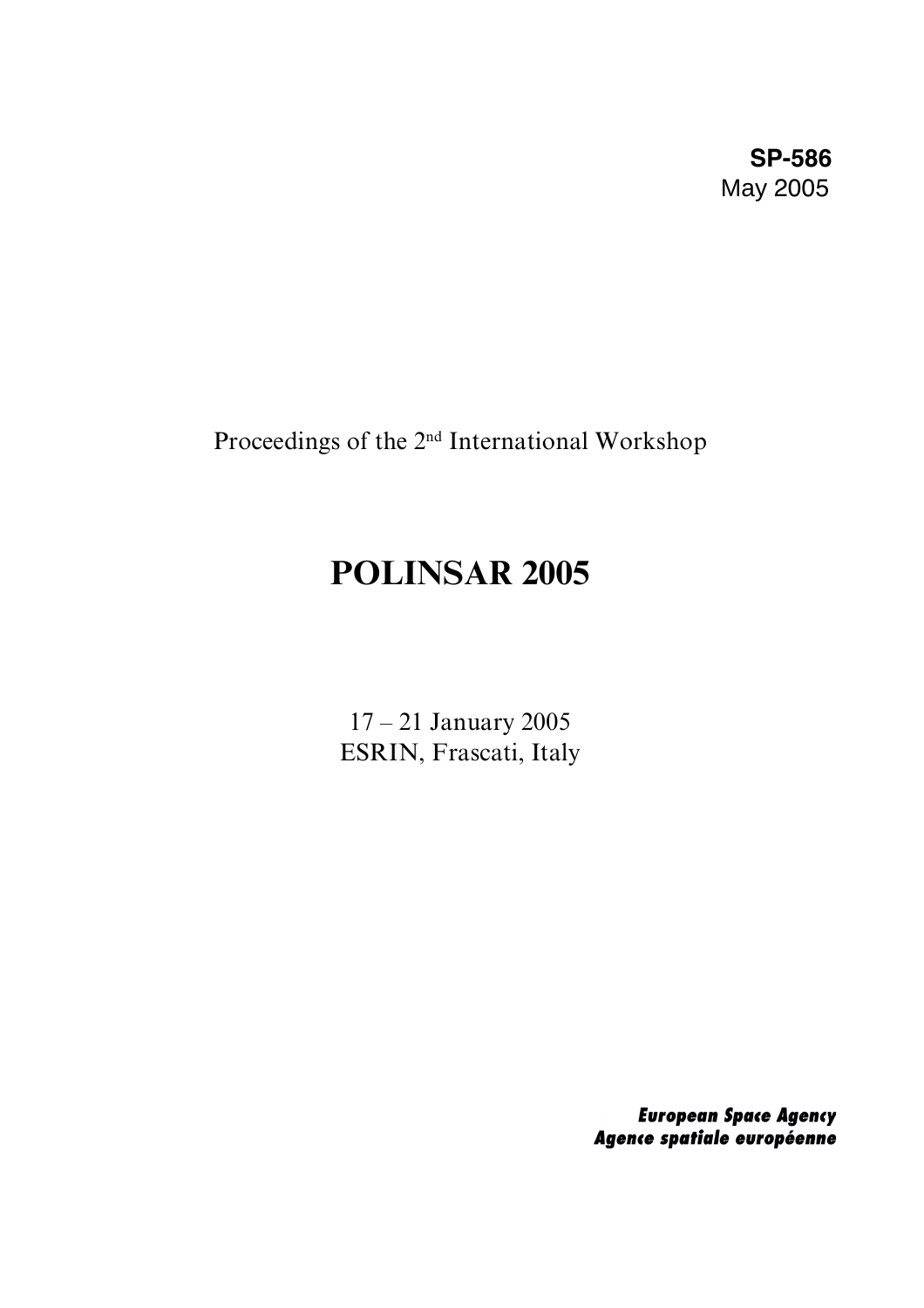**SP-586**
May 2005

Proceedings of the 2nd International Workshop

# POLINSAR 2005

17 – 21 January 2005
ESRIN, Frascati, Italy

***European Space Agency***
***Agence spatiale européenne***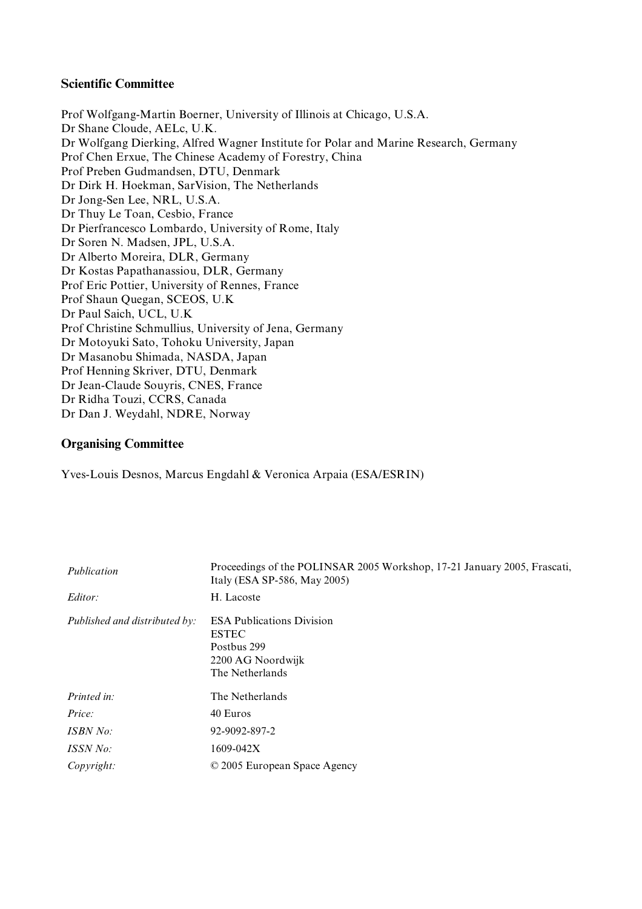## Scientific Committee

Prof Wolfgang-Martin Boerner, University of Illinois at Chicago, U.S.A.
Dr Shane Cloude, AELc, U.K.
Dr Wolfgang Dierking, Alfred Wagner Institute for Polar and Marine Research, Germany
Prof Chen Erxue, The Chinese Academy of Forestry, China
Prof Preben Gudmandsen, DTU, Denmark
Dr Dirk H. Hoekman, SarVision, The Netherlands
Dr Jong-Sen Lee, NRL, U.S.A.
Dr Thuy Le Toan, Cesbio, France
Dr Pierfrancesco Lombardo, University of Rome, Italy
Dr Soren N. Madsen, JPL, U.S.A.
Dr Alberto Moreira, DLR, Germany
Dr Kostas Papathanassiou, DLR, Germany
Prof Eric Pottier, University of Rennes, France
Prof Shaun Quegan, SCEOS, U.K
Dr Paul Saich, UCL, U.K
Prof Christine Schmullius, University of Jena, Germany
Dr Motoyuki Sato, Tohoku University, Japan
Dr Masanobu Shimada, NASDA, Japan
Prof Henning Skriver, DTU, Denmark
Dr Jean-Claude Souyris, CNES, France
Dr Ridha Touzi, CCRS, Canada
Dr Dan J. Weydahl, NDRE, Norway

## Organising Committee

Yves-Louis Desnos, Marcus Engdahl & Veronica Arpaia (ESA/ESRIN)

| | |
|---|---|
| *Publication* | Proceedings of the POLINSAR 2005 Workshop, 17-21 January 2005, Frascati, Italy (ESA SP-586, May 2005) |
| *Editor:* | H. Lacoste |
| *Published and distributed by:* | ESA Publications Division<br>ESTEC<br>Postbus 299<br>2200 AG Noordwijk<br>The Netherlands |
| *Printed in:* | The Netherlands |
| *Price:* | 40 Euros |
| *ISBN No:* | 92-9092-897-2 |
| *ISSN No:* | 1609-042X |
| *Copyright:* | © 2005 European Space Agency |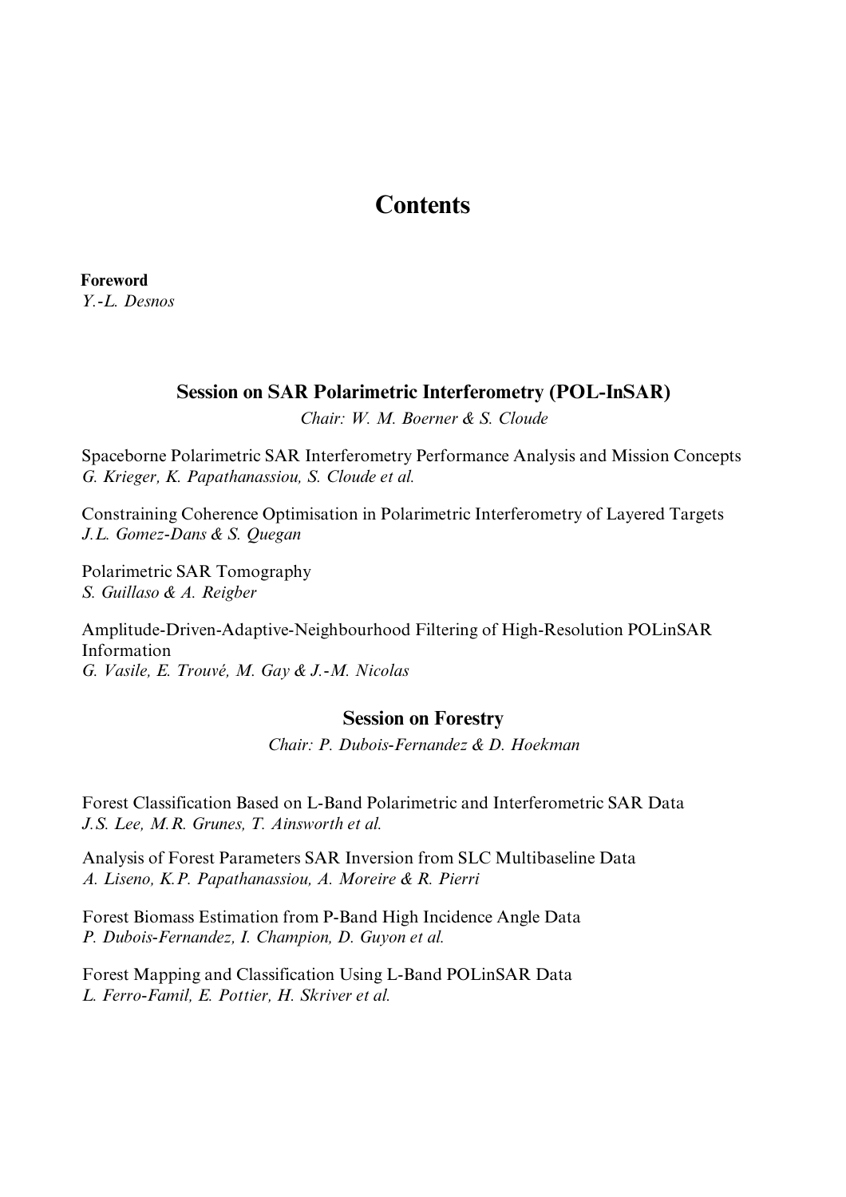# Contents

**Foreword**
*Y.-L. Desnos*

## Session on SAR Polarimetric Interferometry (POL-InSAR)

*Chair: W. M. Boerner & S. Cloude*

Spaceborne Polarimetric SAR Interferometry Performance Analysis and Mission Concepts
*G. Krieger, K. Papathanassiou, S. Cloude et al.*

Constraining Coherence Optimisation in Polarimetric Interferometry of Layered Targets
*J.L. Gomez-Dans & S. Quegan*

Polarimetric SAR Tomography
*S. Guillaso & A. Reigber*

Amplitude-Driven-Adaptive-Neighbourhood Filtering of High-Resolution POLinSAR Information
*G. Vasile, E. Trouvé, M. Gay & J.-M. Nicolas*

## Session on Forestry

*Chair: P. Dubois-Fernandez & D. Hoekman*

Forest Classification Based on L-Band Polarimetric and Interferometric SAR Data
*J.S. Lee, M.R. Grunes, T. Ainsworth et al.*

Analysis of Forest Parameters SAR Inversion from SLC Multibaseline Data
*A. Liseno, K.P. Papathanassiou, A. Moreire & R. Pierri*

Forest Biomass Estimation from P-Band High Incidence Angle Data
*P. Dubois-Fernandez, I. Champion, D. Guyon et al.*

Forest Mapping and Classification Using L-Band POLinSAR Data
*L. Ferro-Famil, E. Pottier, H. Skriver et al.*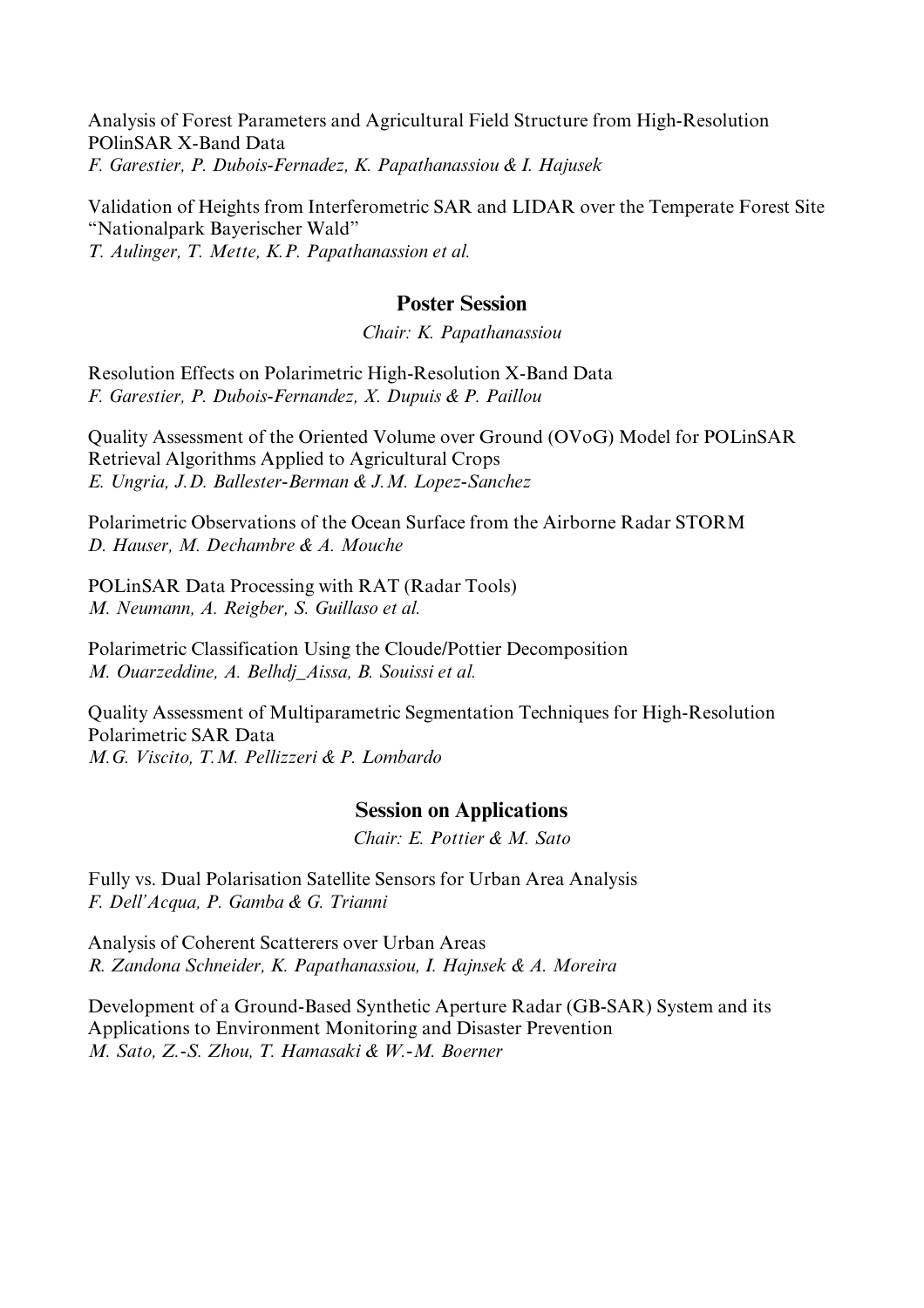Analysis of Forest Parameters and Agricultural Field Structure from High-Resolution POlinSAR X-Band Data
*F. Garestier, P. Dubois-Fernadez, K. Papathanassiou & I. Hajusek*

Validation of Heights from Interferometric SAR and LIDAR over the Temperate Forest Site "Nationalpark Bayerischer Wald"
*T. Aulinger, T. Mette, K.P. Papathanassion et al.*

## Poster Session

*Chair: K. Papathanassiou*

Resolution Effects on Polarimetric High-Resolution X-Band Data
*F. Garestier, P. Dubois-Fernandez, X. Dupuis & P. Paillou*

Quality Assessment of the Oriented Volume over Ground (OVoG) Model for POLinSAR Retrieval Algorithms Applied to Agricultural Crops
*E. Ungria, J.D. Ballester-Berman & J.M. Lopez-Sanchez*

Polarimetric Observations of the Ocean Surface from the Airborne Radar STORM
*D. Hauser, M. Dechambre & A. Mouche*

POLinSAR Data Processing with RAT (Radar Tools)
*M. Neumann, A. Reigber, S. Guillaso et al.*

Polarimetric Classification Using the Cloude/Pottier Decomposition
*M. Ouarzeddine, A. Belhdj_Aissa, B. Souissi et al.*

Quality Assessment of Multiparametric Segmentation Techniques for High-Resolution Polarimetric SAR Data
*M.G. Viscito, T.M. Pellizzeri & P. Lombardo*

## Session on Applications

*Chair: E. Pottier & M. Sato*

Fully vs. Dual Polarisation Satellite Sensors for Urban Area Analysis
*F. Dell'Acqua, P. Gamba & G. Trianni*

Analysis of Coherent Scatterers over Urban Areas
*R. Zandona Schneider, K. Papathanassiou, I. Hajnsek & A. Moreira*

Development of a Ground-Based Synthetic Aperture Radar (GB-SAR) System and its Applications to Environment Monitoring and Disaster Prevention
*M. Sato, Z.-S. Zhou, T. Hamasaki & W.-M. Boerner*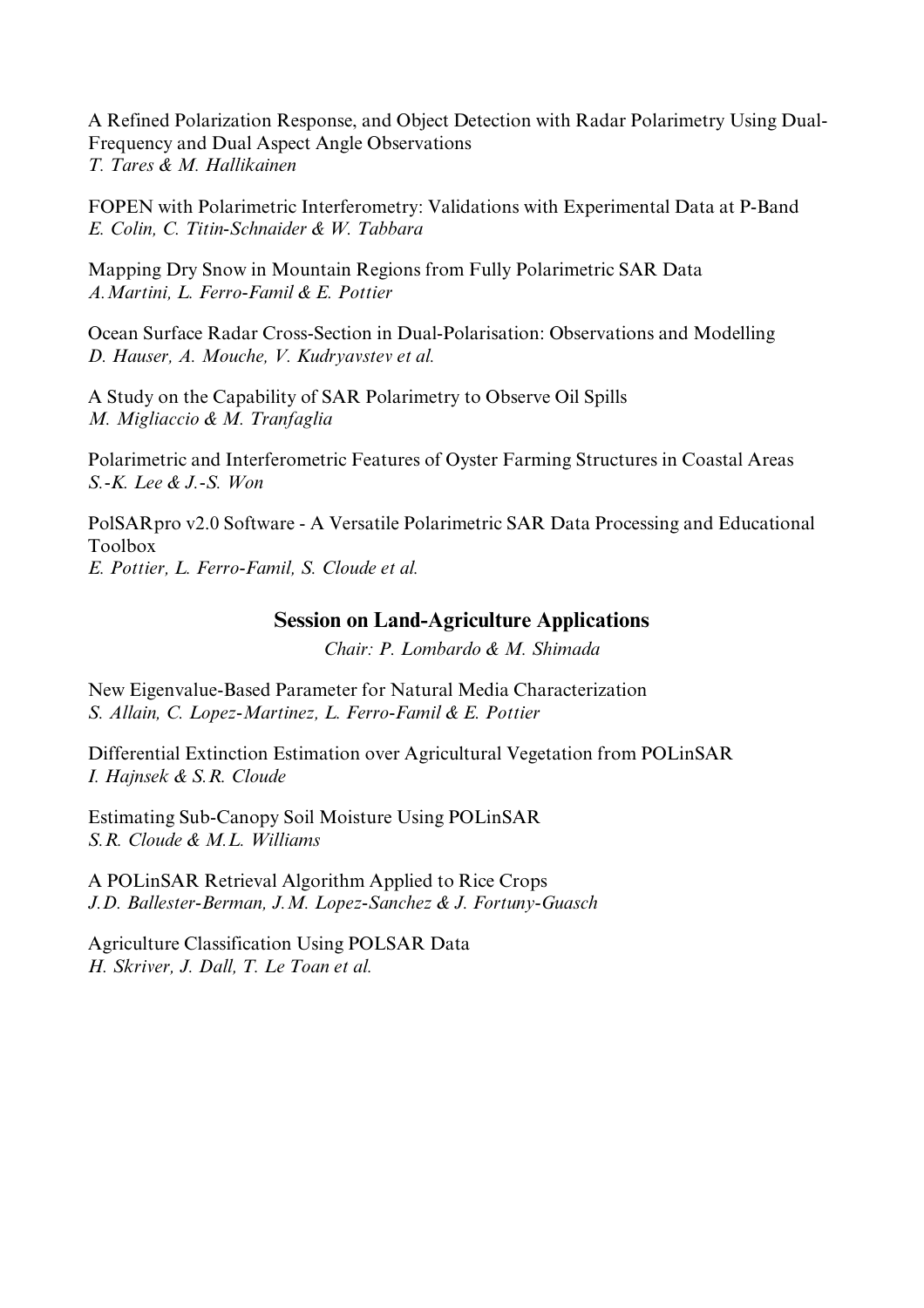A Refined Polarization Response, and Object Detection with Radar Polarimetry Using Dual-Frequency and Dual Aspect Angle Observations
*T. Tares & M. Hallikainen*

FOPEN with Polarimetric Interferometry: Validations with Experimental Data at P-Band
*E. Colin, C. Titin-Schnaider & W. Tabbara*

Mapping Dry Snow in Mountain Regions from Fully Polarimetric SAR Data
*A. Martini, L. Ferro-Famil & E. Pottier*

Ocean Surface Radar Cross-Section in Dual-Polarisation: Observations and Modelling
*D. Hauser, A. Mouche, V. Kudryavstev et al.*

A Study on the Capability of SAR Polarimetry to Observe Oil Spills
*M. Migliaccio & M. Tranfaglia*

Polarimetric and Interferometric Features of Oyster Farming Structures in Coastal Areas
*S.-K. Lee & J.-S. Won*

PolSARpro v2.0 Software - A Versatile Polarimetric SAR Data Processing and Educational Toolbox
*E. Pottier, L. Ferro-Famil, S. Cloude et al.*

## Session on Land-Agriculture Applications

*Chair: P. Lombardo & M. Shimada*

New Eigenvalue-Based Parameter for Natural Media Characterization
*S. Allain, C. Lopez-Martinez, L. Ferro-Famil & E. Pottier*

Differential Extinction Estimation over Agricultural Vegetation from POLinSAR
*I. Hajnsek & S.R. Cloude*

Estimating Sub-Canopy Soil Moisture Using POLinSAR
*S.R. Cloude & M.L. Williams*

A POLinSAR Retrieval Algorithm Applied to Rice Crops
*J.D. Ballester-Berman, J.M. Lopez-Sanchez & J. Fortuny-Guasch*

Agriculture Classification Using POLSAR Data
*H. Skriver, J. Dall, T. Le Toan et al.*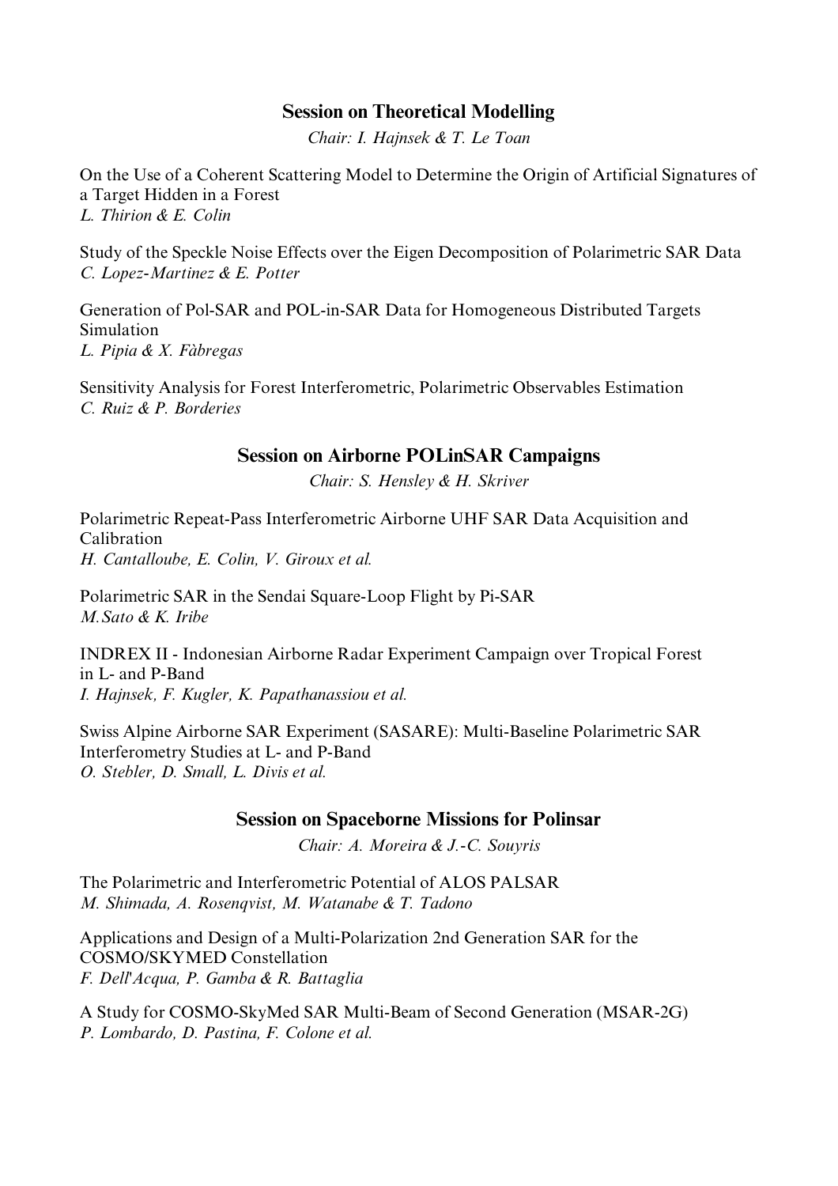### Session on Theoretical Modelling

*Chair: I. Hajnsek & T. Le Toan*

On the Use of a Coherent Scattering Model to Determine the Origin of Artificial Signatures of a Target Hidden in a Forest
*L. Thirion & E. Colin*

Study of the Speckle Noise Effects over the Eigen Decomposition of Polarimetric SAR Data
*C. Lopez-Martinez & E. Potter*

Generation of Pol-SAR and POL-in-SAR Data for Homogeneous Distributed Targets Simulation
*L. Pipia & X. Fàbregas*

Sensitivity Analysis for Forest Interferometric, Polarimetric Observables Estimation
*C. Ruiz & P. Borderies*

### Session on Airborne POLinSAR Campaigns

*Chair: S. Hensley & H. Skriver*

Polarimetric Repeat-Pass Interferometric Airborne UHF SAR Data Acquisition and Calibration
*H. Cantalloube, E. Colin, V. Giroux et al.*

Polarimetric SAR in the Sendai Square-Loop Flight by Pi-SAR
*M.Sato & K. Iribe*

INDREX II - Indonesian Airborne Radar Experiment Campaign over Tropical Forest in L- and P-Band
*I. Hajnsek, F. Kugler, K. Papathanassiou et al.*

Swiss Alpine Airborne SAR Experiment (SASARE): Multi-Baseline Polarimetric SAR Interferometry Studies at L- and P-Band
*O. Stebler, D. Small, L. Divis et al.*

### Session on Spaceborne Missions for Polinsar

*Chair: A. Moreira & J.-C. Souyris*

The Polarimetric and Interferometric Potential of ALOS PALSAR
*M. Shimada, A. Rosenqvist, M. Watanabe & T. Tadono*

Applications and Design of a Multi-Polarization 2nd Generation SAR for the COSMO/SKYMED Constellation
*F. Dell'Acqua, P. Gamba & R. Battaglia*

A Study for COSMO-SkyMed SAR Multi-Beam of Second Generation (MSAR-2G)
*P. Lombardo, D. Pastina, F. Colone et al.*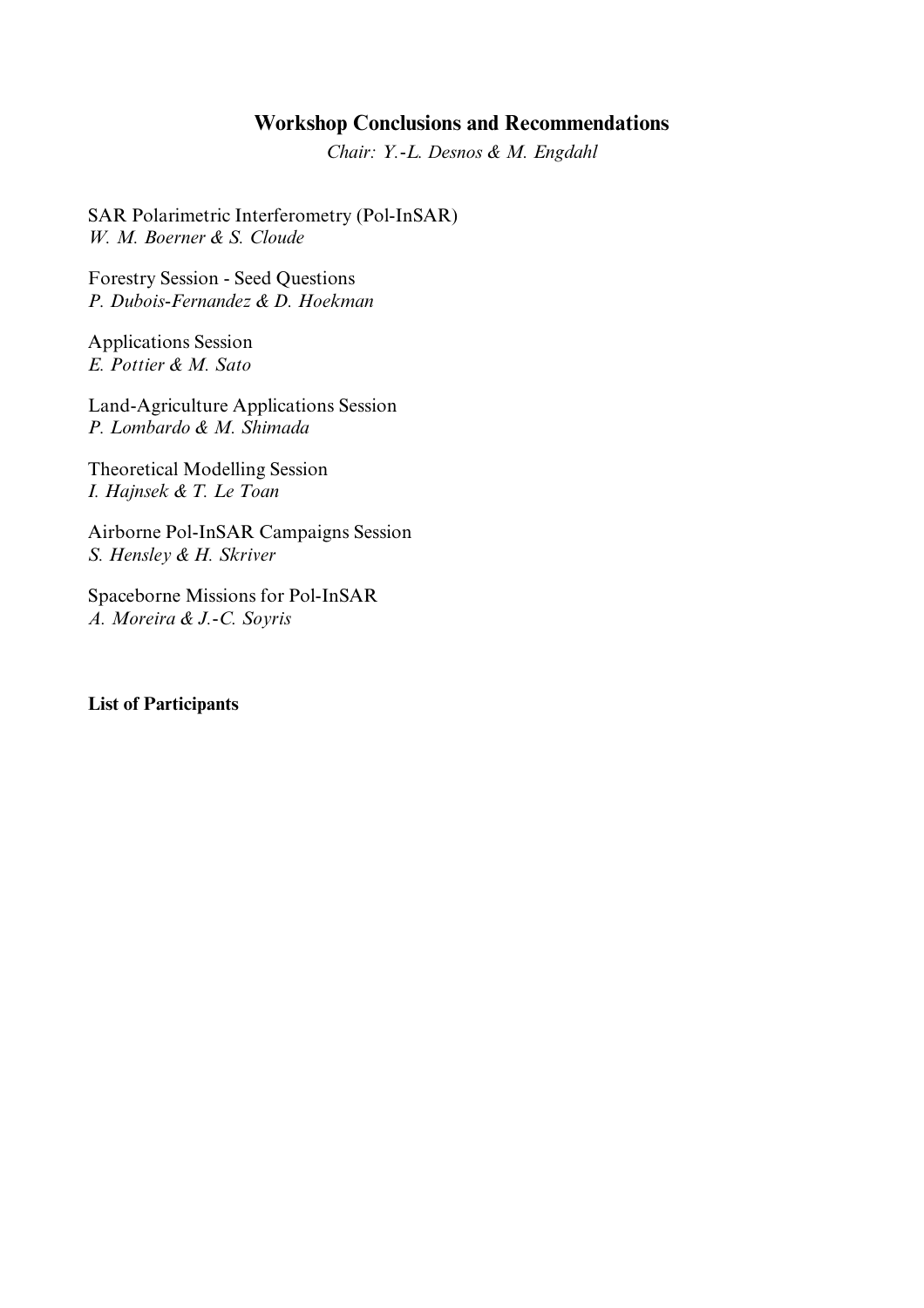## Workshop Conclusions and Recommendations

*Chair: Y.-L. Desnos & M. Engdahl*

SAR Polarimetric Interferometry (Pol-InSAR)
*W. M. Boerner & S. Cloude*

Forestry Session - Seed Questions
*P. Dubois-Fernandez & D. Hoekman*

Applications Session
*E. Pottier & M. Sato*

Land-Agriculture Applications Session
*P. Lombardo & M. Shimada*

Theoretical Modelling Session
*I. Hajnsek & T. Le Toan*

Airborne Pol-InSAR Campaigns Session
*S. Hensley & H. Skriver*

Spaceborne Missions for Pol-InSAR
*A. Moreira & J.-C. Soyris*

**List of Participants**